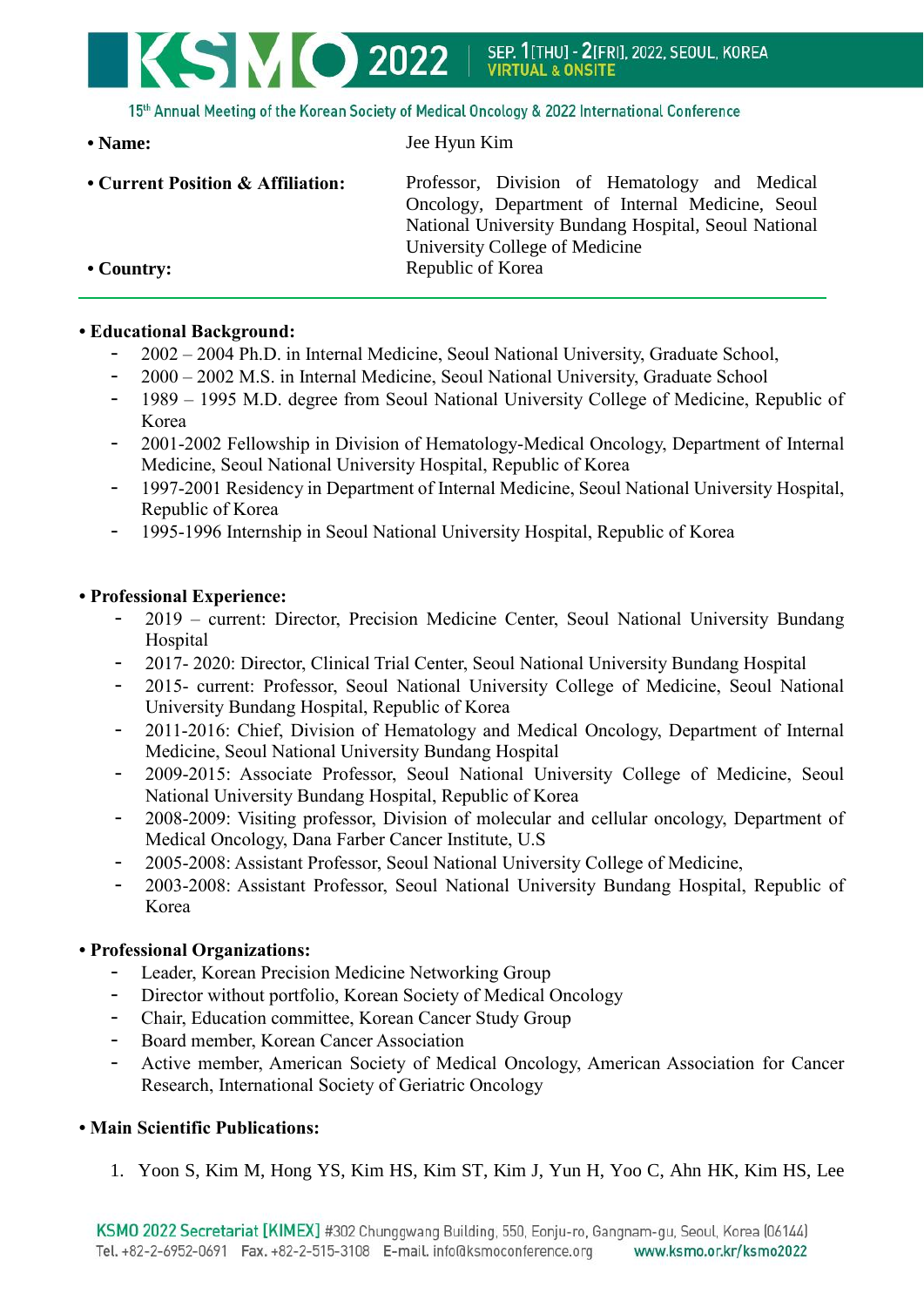- **Name:** Jee Hyun Kim
- **Current Position & Affiliation:** Professor, Division of Hematology and Medical Oncology, Department of Internal Medicine, Seoul National University Bundang Hospital, Seoul National University College of Medicine
- **Country:** Republic of Korea

---

**• Educational Background:**

- 2002 – 2004 Ph.D. in Internal Medicine, Seoul National University, Graduate School,
- 2000 – 2002 M.S. in Internal Medicine, Seoul National University, Graduate School
- 1989 – 1995 M.D. degree from Seoul National University College of Medicine, Republic of Korea
- 2001-2002 Fellowship in Division of Hematology-Medical Oncology, Department of Internal Medicine, Seoul National University Hospital, Republic of Korea
- 1997-2001 Residency in Department of Internal Medicine, Seoul National University Hospital, Republic of Korea
- 1995-1996 Internship in Seoul National University Hospital, Republic of Korea

**• Professional Experience:**

- 2019 – current: Director, Precision Medicine Center, Seoul National University Bundang Hospital
- 2017- 2020: Director, Clinical Trial Center, Seoul National University Bundang Hospital
- 2015- current: Professor, Seoul National University College of Medicine, Seoul National University Bundang Hospital, Republic of Korea
- 2011-2016: Chief, Division of Hematology and Medical Oncology, Department of Internal Medicine, Seoul National University Bundang Hospital
- 2009-2015: Associate Professor, Seoul National University College of Medicine, Seoul National University Bundang Hospital, Republic of Korea
- 2008-2009: Visiting professor, Division of molecular and cellular oncology, Department of Medical Oncology, Dana Farber Cancer Institute, U.S
- 2005-2008: Assistant Professor, Seoul National University College of Medicine,
- 2003-2008: Assistant Professor, Seoul National University Bundang Hospital, Republic of Korea

**• Professional Organizations:**

- Leader, Korean Precision Medicine Networking Group
- Director without portfolio, Korean Society of Medical Oncology
- Chair, Education committee, Korean Cancer Study Group
- Board member, Korean Cancer Association
- Active member, American Society of Medical Oncology, American Association for Cancer Research, International Society of Geriatric Oncology

**• Main Scientific Publications:**

1. Yoon S, Kim M, Hong YS, Kim HS, Kim ST, Kim J, Yun H, Yoo C, Ahn HK, Kim HS, Lee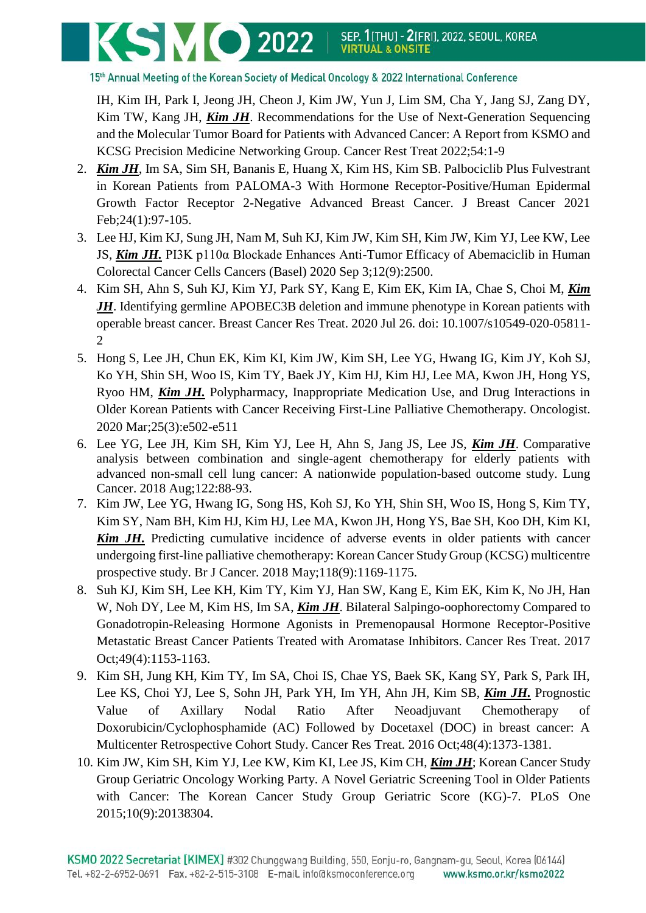IH, Kim IH, Park I, Jeong JH, Cheon J, Kim JW, Yun J, Lim SM, Cha Y, Jang SJ, Zang DY, Kim TW, Kang JH, ***Kim JH***. Recommendations for the Use of Next-Generation Sequencing and the Molecular Tumor Board for Patients with Advanced Cancer: A Report from KSMO and KCSG Precision Medicine Networking Group. Cancer Rest Treat 2022;54:1-9

2. ***Kim JH***, Im SA, Sim SH, Bananis E, Huang X, Kim HS, Kim SB. Palbociclib Plus Fulvestrant in Korean Patients from PALOMA-3 With Hormone Receptor-Positive/Human Epidermal Growth Factor Receptor 2-Negative Advanced Breast Cancer. J Breast Cancer 2021 Feb;24(1):97-105.
3. Lee HJ, Kim KJ, Sung JH, Nam M, Suh KJ, Kim JW, Kim SH, Kim JW, Kim YJ, Lee KW, Lee JS, ***Kim JH.*** PI3K p110α Blockade Enhances Anti-Tumor Efficacy of Abemaciclib in Human Colorectal Cancer Cells Cancers (Basel) 2020 Sep 3;12(9):2500.
4. Kim SH, Ahn S, Suh KJ, Kim YJ, Park SY, Kang E, Kim EK, Kim IA, Chae S, Choi M, ***Kim JH***. Identifying germline APOBEC3B deletion and immune phenotype in Korean patients with operable breast cancer. Breast Cancer Res Treat. 2020 Jul 26. doi: 10.1007/s10549-020-05811-2
5. Hong S, Lee JH, Chun EK, Kim KI, Kim JW, Kim SH, Lee YG, Hwang IG, Kim JY, Koh SJ, Ko YH, Shin SH, Woo IS, Kim TY, Baek JY, Kim HJ, Kim HJ, Lee MA, Kwon JH, Hong YS, Ryoo HM, ***Kim JH.*** Polypharmacy, Inappropriate Medication Use, and Drug Interactions in Older Korean Patients with Cancer Receiving First-Line Palliative Chemotherapy. Oncologist. 2020 Mar;25(3):e502-e511
6. Lee YG, Lee JH, Kim SH, Kim YJ, Lee H, Ahn S, Jang JS, Lee JS, ***Kim JH***. Comparative analysis between combination and single-agent chemotherapy for elderly patients with advanced non-small cell lung cancer: A nationwide population-based outcome study. Lung Cancer. 2018 Aug;122:88-93.
7. Kim JW, Lee YG, Hwang IG, Song HS, Koh SJ, Ko YH, Shin SH, Woo IS, Hong S, Kim TY, Kim SY, Nam BH, Kim HJ, Kim HJ, Lee MA, Kwon JH, Hong YS, Bae SH, Koo DH, Kim KI, ***Kim JH.*** Predicting cumulative incidence of adverse events in older patients with cancer undergoing first-line palliative chemotherapy: Korean Cancer Study Group (KCSG) multicentre prospective study. Br J Cancer. 2018 May;118(9):1169-1175.
8. Suh KJ, Kim SH, Lee KH, Kim TY, Kim YJ, Han SW, Kang E, Kim EK, Kim K, No JH, Han W, Noh DY, Lee M, Kim HS, Im SA, ***Kim JH***. Bilateral Salpingo-oophorectomy Compared to Gonadotropin-Releasing Hormone Agonists in Premenopausal Hormone Receptor-Positive Metastatic Breast Cancer Patients Treated with Aromatase Inhibitors. Cancer Res Treat. 2017 Oct;49(4):1153-1163.
9. Kim SH, Jung KH, Kim TY, Im SA, Choi IS, Chae YS, Baek SK, Kang SY, Park S, Park IH, Lee KS, Choi YJ, Lee S, Sohn JH, Park YH, Im YH, Ahn JH, Kim SB, ***Kim JH.*** Prognostic Value of Axillary Nodal Ratio After Neoadjuvant Chemotherapy of Doxorubicin/Cyclophosphamide (AC) Followed by Docetaxel (DOC) in breast cancer: A Multicenter Retrospective Cohort Study. Cancer Res Treat. 2016 Oct;48(4):1373-1381.
10. Kim JW, Kim SH, Kim YJ, Lee KW, Kim KI, Lee JS, Kim CH, ***Kim JH***; Korean Cancer Study Group Geriatric Oncology Working Party. A Novel Geriatric Screening Tool in Older Patients with Cancer: The Korean Cancer Study Group Geriatric Score (KG)-7. PLoS One 2015;10(9):20138304.